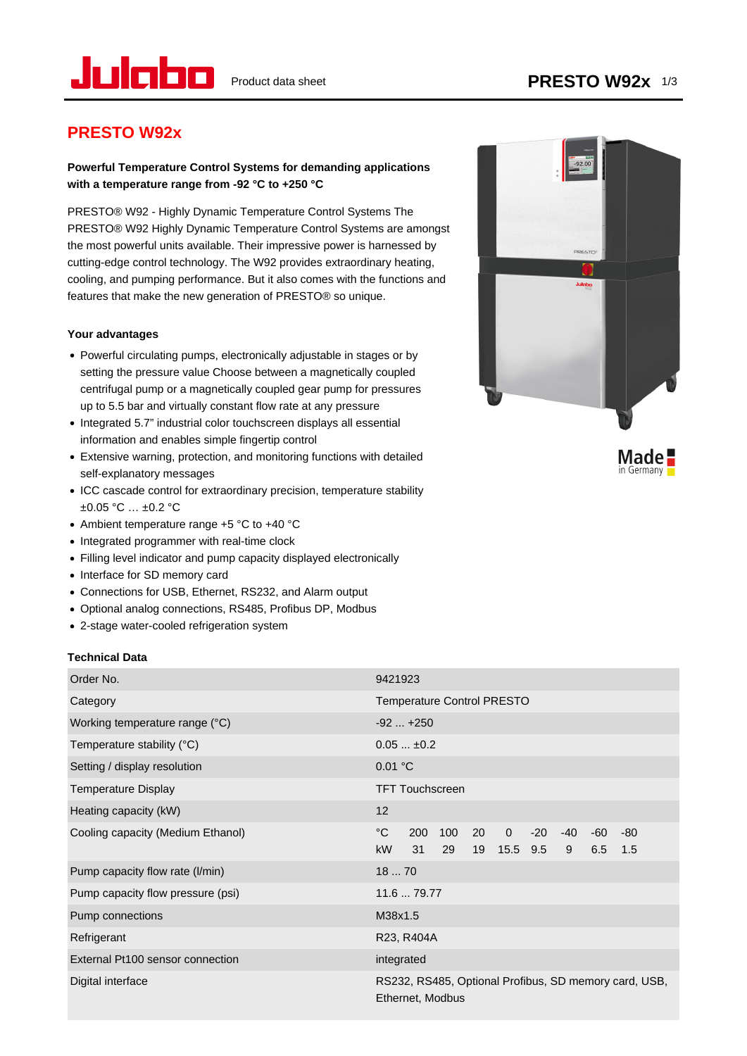# PRESTO W92x

**Powerful Temperature Control Systems for demanding applications with a temperature range from -92 °C to +250 °C**

PRESTO® W92 - Highly Dynamic Temperature Control Systems The PRESTO® W92 Highly Dynamic Temperature Control Systems are amongst the most powerful units available. Their impressive power is harnessed by cutting-edge control technology. The W92 provides extraordinary heating, cooling, and pumping performance. But it also comes with the functions and features that make the new generation of PRESTO® so unique.

### Your advantages

- Powerful circulating pumps, electronically adjustable in stages or by setting the pressure value Choose between a magnetically coupled centrifugal pump or a magnetically coupled gear pump for pressures up to 5.5 bar and virtually constant flow rate at any pressure
- Integrated 5.7" industrial color touchscreen displays all essential information and enables simple fingertip control
- Extensive warning, protection, and monitoring functions with detailed self-explanatory messages
- ICC cascade control for extraordinary precision, temperature stability ±0.05 °C … ±0.2 °C
- Ambient temperature range +5 °C to +40 °C
- Integrated programmer with real-time clock
- Filling level indicator and pump capacity displayed electronically
- Interface for SD memory card
- Connections for USB, Ethernet, RS232, and Alarm output
- Optional analog connections, RS485, Profibus DP, Modbus
- 2-stage water-cooled refrigeration system

Made in Germany

### Technical Data

| | |
|---|---|
| Order No. | 9421923 |
| Category | Temperature Control PRESTO |
| Working temperature range (°C) | -92 ... +250 |
| Temperature stability (°C) | 0.05 ... ±0.2 |
| Setting / display resolution | 0.01 °C |
| Temperature Display | TFT Touchscreen |
| Heating capacity (kW) | 12 |
| Cooling capacity (Medium Ethanol) | °C: 200, 100, 20, 0, -20, -40, -60, -80<br>kW: 31, 29, 19, 15.5, 9.5, 9, 6.5, 1.5 |
| Pump capacity flow rate (l/min) | 18 ... 70 |
| Pump capacity flow pressure (psi) | 11.6 ... 79.77 |
| Pump connections | M38x1.5 |
| Refrigerant | R23, R404A |
| External Pt100 sensor connection | integrated |
| Digital interface | RS232, RS485, Optional Profibus, SD memory card, USB, Ethernet, Modbus |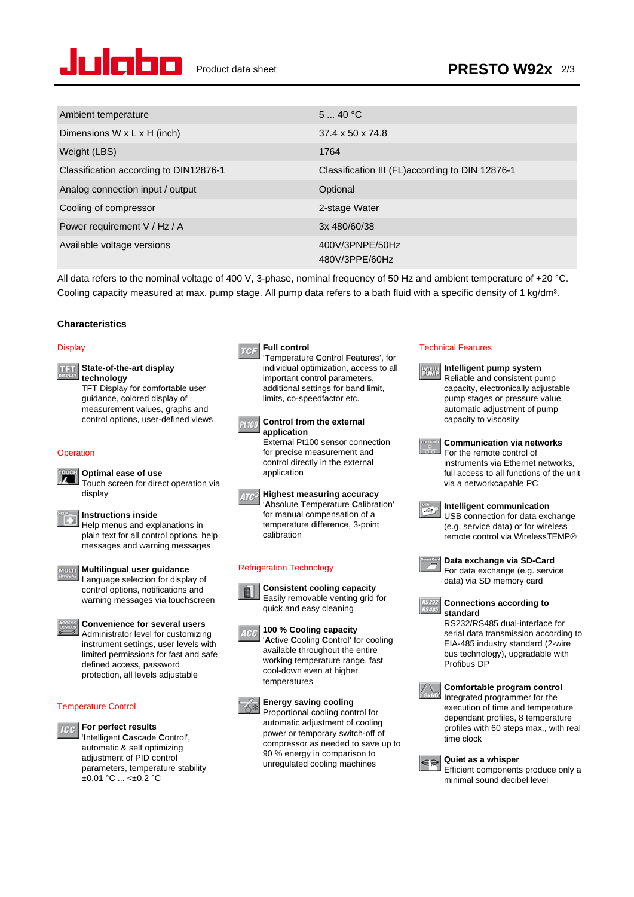| | |
|---|---|
| Ambient temperature | 5 ... 40 °C |
| Dimensions W x L x H (inch) | 37.4 x 50 x 74.8 |
| Weight (LBS) | 1764 |
| Classification according to DIN12876-1 | Classification III (FL)according to DIN 12876-1 |
| Analog connection input / output | Optional |
| Cooling of compressor | 2-stage Water |
| Power requirement V / Hz / A | 3x 480/60/38 |
| Available voltage versions | 400V/3PNPE/50Hz<br>480V/3PPE/60Hz |

All data refers to the nominal voltage of 400 V, 3-phase, nominal frequency of 50 Hz and ambient temperature of +20 °C. Cooling capacity measured at max. pump stage. All pump data refers to a bath fluid with a specific density of 1 kg/dm³.

### Characteristics

#### Display

**State-of-the-art display technology**
TFT Display for comfortable user guidance, colored display of measurement values, graphs and control options, user-defined views

#### Operation

**Optimal ease of use**
Touch screen for direct operation via display

**Instructions inside**
Help menus and explanations in plain text for all control options, help messages and warning messages

**Multilingual user guidance**
Language selection for display of control options, notifications and warning messages via touchscreen

**Convenience for several users**
Administrator level for customizing instrument settings, user levels with limited permissions for fast and safe defined access, password protection, all levels adjustable

#### Temperature Control

**For perfect results**
'**I**ntelligent **C**ascade **C**ontrol', automatic & self optimizing adjustment of PID control parameters, temperature stability ±0.01 °C ... <±0.2 °C

**Full control**
'**T**emperature **C**ontrol **F**eatures', for individual optimization, access to all important control parameters, additional settings for band limit, limits, co-speedfactor etc.

**Control from the external application**
External Pt100 sensor connection for precise measurement and control directly in the external application

**Highest measuring accuracy**
'**A**bsolute **T**emperature **C**alibration' for manual compensation of a temperature difference, 3-point calibration

#### Refrigeration Technology

**Consistent cooling capacity**
Easily removable venting grid for quick and easy cleaning

**100 % Cooling capacity**
'**A**ctive **C**ooling **C**ontrol' for cooling available throughout the entire working temperature range, fast cool-down even at higher temperatures

**Energy saving cooling**
Proportional cooling control for automatic adjustment of cooling power or temporary switch-off of compressor as needed to save up to 90 % energy in comparison to unregulated cooling machines

#### Technical Features

**Intelligent pump system**
Reliable and consistent pump capacity, electronically adjustable pump stages or pressure value, automatic adjustment of pump capacity to viscosity

**Communication via networks**
For the remote control of instruments via Ethernet networks, full access to all functions of the unit via a networkcapable PC

**Intelligent communication**
USB connection for data exchange (e.g. service data) or for wireless remote control via WirelessTEMP®

**Data exchange via SD-Card**
For data exchange (e.g. service data) via SD memory card

**Connections according to standard**
RS232/RS485 dual-interface for serial data transmission according to EIA-485 industry standard (2-wire bus technology), upgradable with Profibus DP

**Comfortable program control**
Integrated programmer for the execution of time and temperature dependant profiles, 8 temperature profiles with 60 steps max., with real time clock

**Quiet as a whisper**
Efficient components produce only a minimal sound decibel level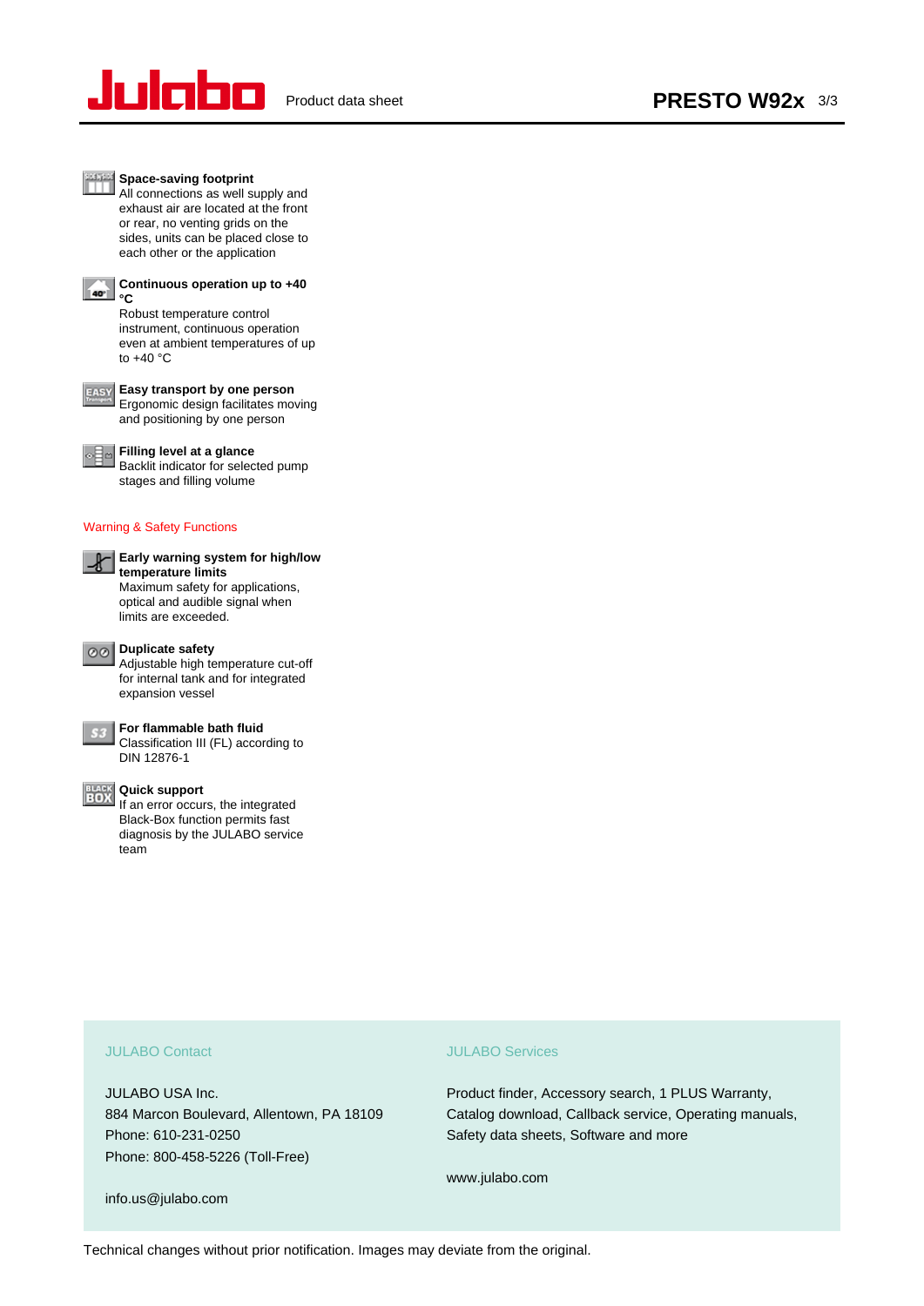**Space-saving footprint**
All connections as well supply and exhaust air are located at the front or rear, no venting grids on the sides, units can be placed close to each other or the application

**Continuous operation up to +40 °C**
Robust temperature control instrument, continuous operation even at ambient temperatures of up to +40 °C

**Easy transport by one person**
Ergonomic design facilitates moving and positioning by one person

**Filling level at a glance**
Backlit indicator for selected pump stages and filling volume

## Warning & Safety Functions

**Early warning system for high/low temperature limits**
Maximum safety for applications, optical and audible signal when limits are exceeded.

**Duplicate safety**
Adjustable high temperature cut-off for internal tank and for integrated expansion vessel

**For flammable bath fluid**
Classification III (FL) according to DIN 12876-1

**Quick support**
If an error occurs, the integrated Black-Box function permits fast diagnosis by the JULABO service team

### JULABO Contact

JULABO USA Inc.
884 Marcon Boulevard, Allentown, PA 18109
Phone: 610-231-0250
Phone: 800-458-5226 (Toll-Free)

info.us@julabo.com

### JULABO Services

Product finder, Accessory search, 1 PLUS Warranty, Catalog download, Callback service, Operating manuals, Safety data sheets, Software and more

www.julabo.com

Technical changes without prior notification. Images may deviate from the original.